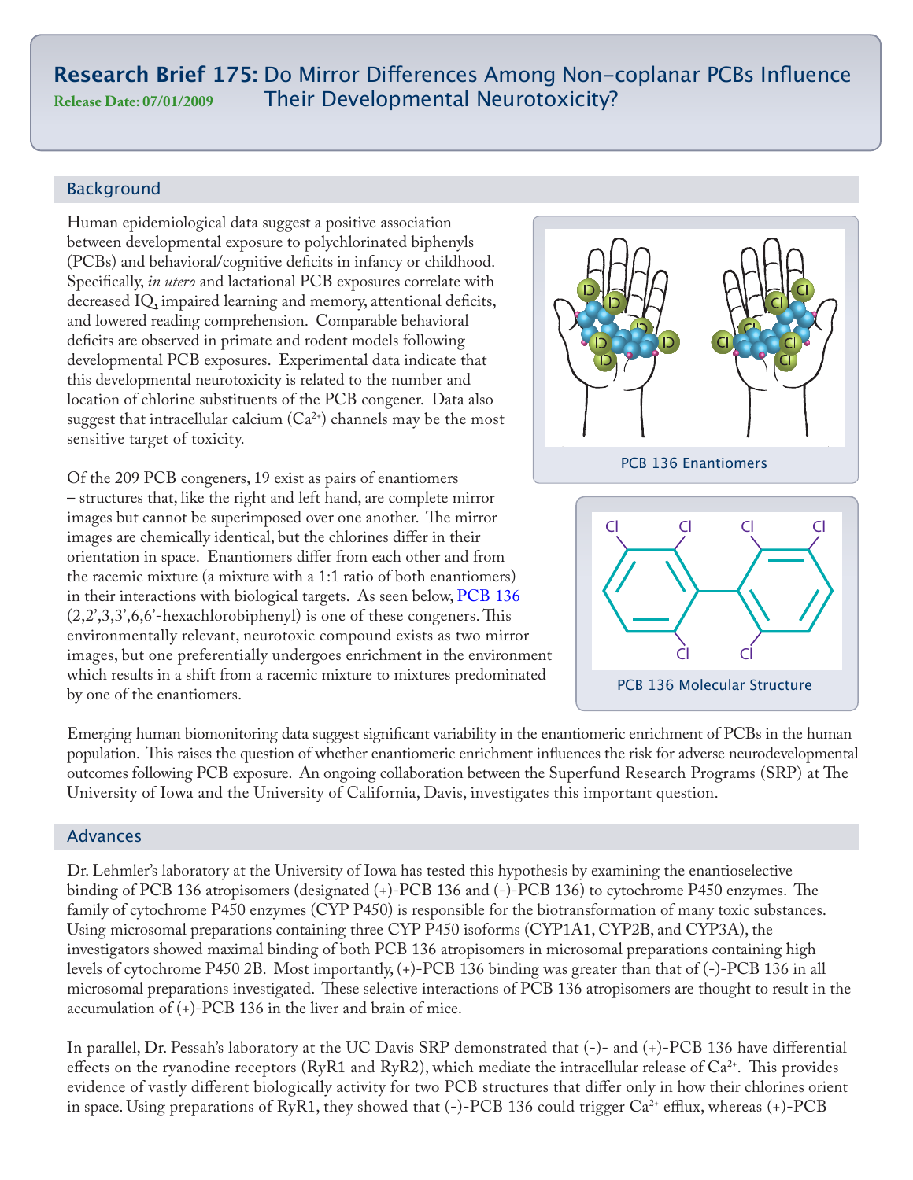# Research Brief 175: Do Mirror Differences Among Non-coplanar PCBs Influence Their Developmental Neurotoxicity?

**Release Date: 07/01/2009**

## Background

Human epidemiological data suggest a positive association between developmental exposure to polychlorinated biphenyls (PCBs) and behavioral/cognitive deficits in infancy or childhood. Specifically, *in utero* and lactational PCB exposures correlate with decreased IQ, impaired learning and memory, attentional deficits, and lowered reading comprehension. Comparable behavioral deficits are observed in primate and rodent models following developmental PCB exposures. Experimental data indicate that this developmental neurotoxicity is related to the number and location of chlorine substituents of the PCB congener. Data also suggest that intracellular calcium ($Ca^{2+}$) channels may be the most sensitive target of toxicity.

Of the 209 PCB congeners, 19 exist as pairs of enantiomers – structures that, like the right and left hand, are complete mirror images but cannot be superimposed over one another. The mirror images are chemically identical, but the chlorines differ in their orientation in space. Enantiomers differ from each other and from the racemic mixture (a mixture with a 1:1 ratio of both enantiomers) in their interactions with biological targets. As seen below, PCB 136 (2,2',3,3',6,6'-hexachlorobiphenyl) is one of these congeners. This environmentally relevant, neurotoxic compound exists as two mirror images, but one preferentially undergoes enrichment in the environment which results in a shift from a racemic mixture to mixtures predominated by one of the enantiomers.

PCB 136 Enantiomers

PCB 136 Molecular Structure

Emerging human biomonitoring data suggest significant variability in the enantiomeric enrichment of PCBs in the human population. This raises the question of whether enantiomeric enrichment influences the risk for adverse neurodevelopmental outcomes following PCB exposure. An ongoing collaboration between the Superfund Research Programs (SRP) at The University of Iowa and the University of California, Davis, investigates this important question.

## Advances

Dr. Lehmler's laboratory at the University of Iowa has tested this hypothesis by examining the enantioselective binding of PCB 136 atropisomers (designated (+)-PCB 136 and (-)-PCB 136) to cytochrome P450 enzymes. The family of cytochrome P450 enzymes (CYP P450) is responsible for the biotransformation of many toxic substances. Using microsomal preparations containing three CYP P450 isoforms (CYP1A1, CYP2B, and CYP3A), the investigators showed maximal binding of both PCB 136 atropisomers in microsomal preparations containing high levels of cytochrome P450 2B. Most importantly, (+)-PCB 136 binding was greater than that of (-)-PCB 136 in all microsomal preparations investigated. These selective interactions of PCB 136 atropisomers are thought to result in the accumulation of (+)-PCB 136 in the liver and brain of mice.

In parallel, Dr. Pessah's laboratory at the UC Davis SRP demonstrated that (-)- and (+)-PCB 136 have differential effects on the ryanodine receptors (RyR1 and RyR2), which mediate the intracellular release of $Ca^{2+}$. This provides evidence of vastly different biologically activity for two PCB structures that differ only in how their chlorines orient in space. Using preparations of RyR1, they showed that (-)-PCB 136 could trigger $Ca^{2+}$ efflux, whereas (+)-PCB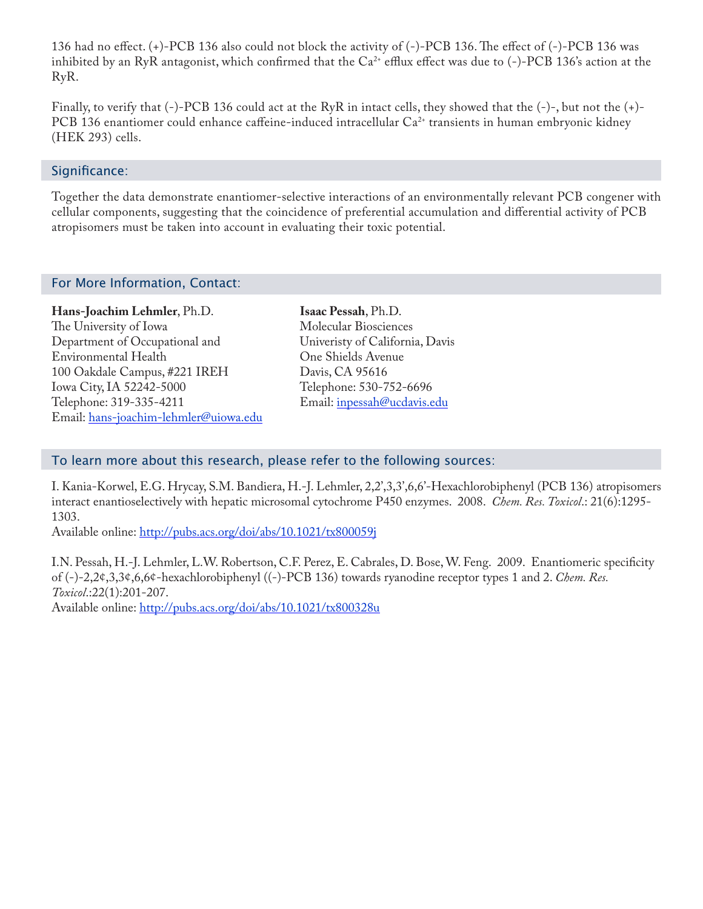136 had no effect. (+)-PCB 136 also could not block the activity of (-)-PCB 136. The effect of (-)-PCB 136 was inhibited by an RyR antagonist, which confirmed that the $Ca^{2+}$ efflux effect was due to (-)-PCB 136's action at the RyR.

Finally, to verify that (-)-PCB 136 could act at the RyR in intact cells, they showed that the (-)-, but not the (+)-PCB 136 enantiomer could enhance caffeine-induced intracellular $Ca^{2+}$ transients in human embryonic kidney (HEK 293) cells.

## Significance:

Together the data demonstrate enantiomer-selective interactions of an environmentally relevant PCB congener with cellular components, suggesting that the coincidence of preferential accumulation and differential activity of PCB atropisomers must be taken into account in evaluating their toxic potential.

## For More Information, Contact:

**Hans-Joachim Lehmler**, Ph.D.
The University of Iowa
Department of Occupational and Environmental Health
100 Oakdale Campus, #221 IREH
Iowa City, IA 52242-5000
Telephone: 319-335-4211
Email: hans-joachim-lehmler@uiowa.edu

**Isaac Pessah**, Ph.D.
Molecular Biosciences
Univeristy of California, Davis
One Shields Avenue
Davis, CA 95616
Telephone: 530-752-6696
Email: inpessah@ucdavis.edu

## To learn more about this research, please refer to the following sources:

I. Kania-Korwel, E.G. Hrycay, S.M. Bandiera, H.-J. Lehmler, 2,2',3,3',6,6'-Hexachlorobiphenyl (PCB 136) atropisomers interact enantioselectively with hepatic microsomal cytochrome P450 enzymes. 2008. *Chem. Res. Toxicol.*: 21(6):1295-1303.
Available online: http://pubs.acs.org/doi/abs/10.1021/tx800059j

I.N. Pessah, H.-J. Lehmler, L.W. Robertson, C.F. Perez, E. Cabrales, D. Bose, W. Feng. 2009. Enantiomeric specificity of (-)-2,2¢,3,3¢,6,6¢-hexachlorobiphenyl ((-)-PCB 136) towards ryanodine receptor types 1 and 2. *Chem. Res. Toxicol.*:22(1):201-207.
Available online: http://pubs.acs.org/doi/abs/10.1021/tx800328u